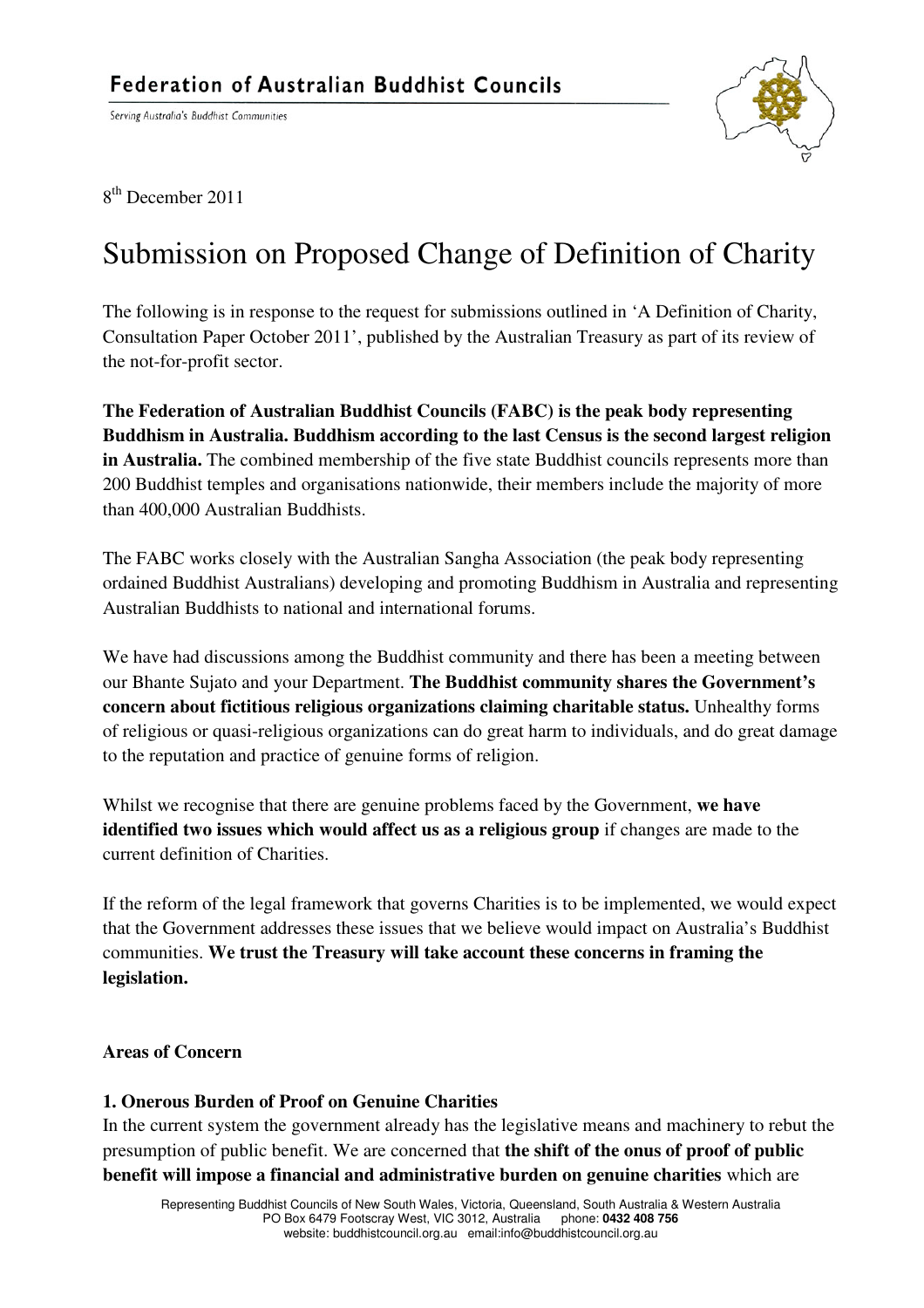# Federation of Australian Buddhist Councils

Serving Australia's Buddhist Communities

8th December 2011

## Submission on Proposed Change of Definition of Charity

The following is in response to the request for submissions outlined in 'A Definition of Charity, Consultation Paper October 2011', published by the Australian Treasury as part of its review of the not-for-profit sector.

**The Federation of Australian Buddhist Councils (FABC) is the peak body representing Buddhism in Australia. Buddhism according to the last Census is the second largest religion in Australia.** The combined membership of the five state Buddhist councils represents more than 200 Buddhist temples and organisations nationwide, their members include the majority of more than 400,000 Australian Buddhists.

The FABC works closely with the Australian Sangha Association (the peak body representing ordained Buddhist Australians) developing and promoting Buddhism in Australia and representing Australian Buddhists to national and international forums.

We have had discussions among the Buddhist community and there has been a meeting between our Bhante Sujato and your Department. **The Buddhist community shares the Government's concern about fictitious religious organizations claiming charitable status.** Unhealthy forms of religious or quasi-religious organizations can do great harm to individuals, and do great damage to the reputation and practice of genuine forms of religion.

Whilst we recognise that there are genuine problems faced by the Government, **we have identified two issues which would affect us as a religious group** if changes are made to the current definition of Charities.

If the reform of the legal framework that governs Charities is to be implemented, we would expect that the Government addresses these issues that we believe would impact on Australia's Buddhist communities. **We trust the Treasury will take account these concerns in framing the legislation.**

### Areas of Concern

**1. Onerous Burden of Proof on Genuine Charities**

In the current system the government already has the legislative means and machinery to rebut the presumption of public benefit. We are concerned that **the shift of the onus of proof of public benefit will impose a financial and administrative burden on genuine charities** which are

Representing Buddhist Councils of New South Wales, Victoria, Queensland, South Australia & Western Australia
PO Box 6479 Footscray West, VIC 3012, Australia phone: **0432 408 756**
website: buddhistcouncil.org.au email:info@buddhistcouncil.org.au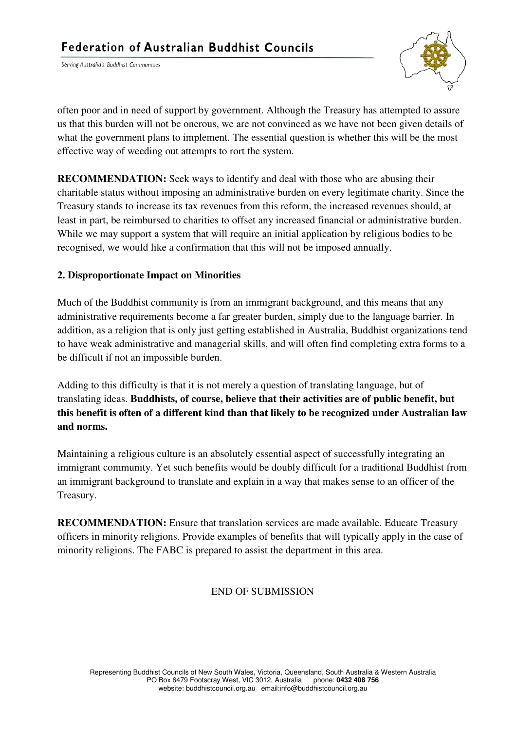often poor and in need of support by government. Although the Treasury has attempted to assure us that this burden will not be onerous, we are not convinced as we have not been given details of what the government plans to implement. The essential question is whether this will be the most effective way of weeding out attempts to rort the system.

**RECOMMENDATION:** Seek ways to identify and deal with those who are abusing their charitable status without imposing an administrative burden on every legitimate charity. Since the Treasury stands to increase its tax revenues from this reform, the increased revenues should, at least in part, be reimbursed to charities to offset any increased financial or administrative burden. While we may support a system that will require an initial application by religious bodies to be recognised, we would like a confirmation that this will not be imposed annually.

## 2. Disproportionate Impact on Minorities

Much of the Buddhist community is from an immigrant background, and this means that any administrative requirements become a far greater burden, simply due to the language barrier. In addition, as a religion that is only just getting established in Australia, Buddhist organizations tend to have weak administrative and managerial skills, and will often find completing extra forms to a be difficult if not an impossible burden.

Adding to this difficulty is that it is not merely a question of translating language, but of translating ideas. **Buddhists, of course, believe that their activities are of public benefit, but this benefit is often of a different kind than that likely to be recognized under Australian law and norms.**

Maintaining a religious culture is an absolutely essential aspect of successfully integrating an immigrant community. Yet such benefits would be doubly difficult for a traditional Buddhist from an immigrant background to translate and explain in a way that makes sense to an officer of the Treasury.

**RECOMMENDATION:** Ensure that translation services are made available. Educate Treasury officers in minority religions. Provide examples of benefits that will typically apply in the case of minority religions. The FABC is prepared to assist the department in this area.

END OF SUBMISSION